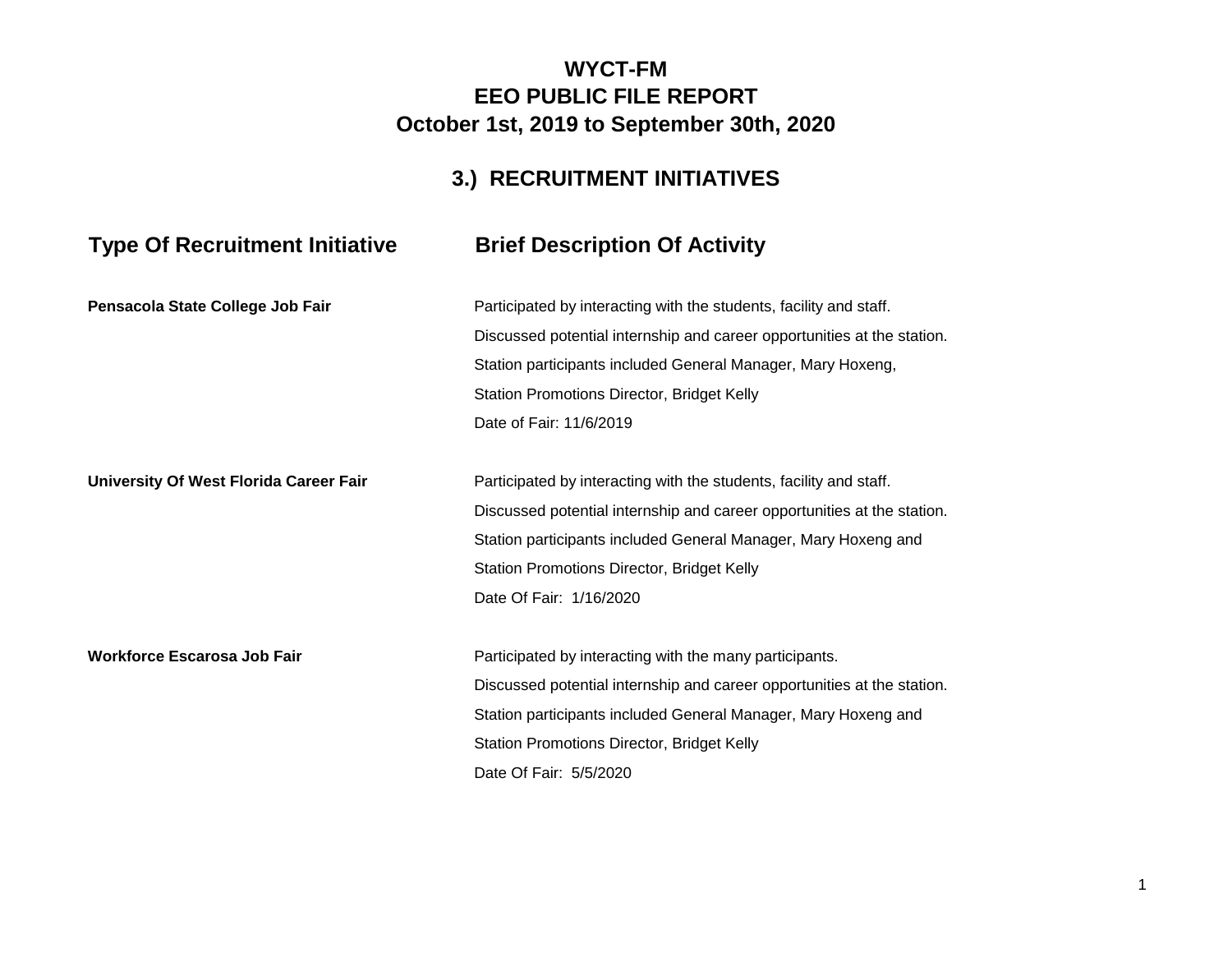# WYCT-FM
# EEO PUBLIC FILE REPORT
# October 1st, 2019 to September 30th, 2020

## 3.) RECRUITMENT INITIATIVES

| Type Of Recruitment Initiative | Brief Description Of Activity |
|---|---|
| **Pensacola State College Job Fair** | Participated by interacting with the students, facility and staff.<br>Discussed potential internship and career opportunities at the station.<br>Station participants included General Manager, Mary Hoxeng,<br>Station Promotions Director, Bridget Kelly<br>Date of Fair: 11/6/2019 |
| **University Of West Florida Career Fair** | Participated by interacting with the students, facility and staff.<br>Discussed potential internship and career opportunities at the station.<br>Station participants included General Manager, Mary Hoxeng and<br>Station Promotions Director, Bridget Kelly<br>Date Of Fair: 1/16/2020 |
| **Workforce Escarosa Job Fair** | Participated by interacting with the many participants.<br>Discussed potential internship and career opportunities at the station.<br>Station participants included General Manager, Mary Hoxeng and<br>Station Promotions Director, Bridget Kelly<br>Date Of Fair: 5/5/2020 |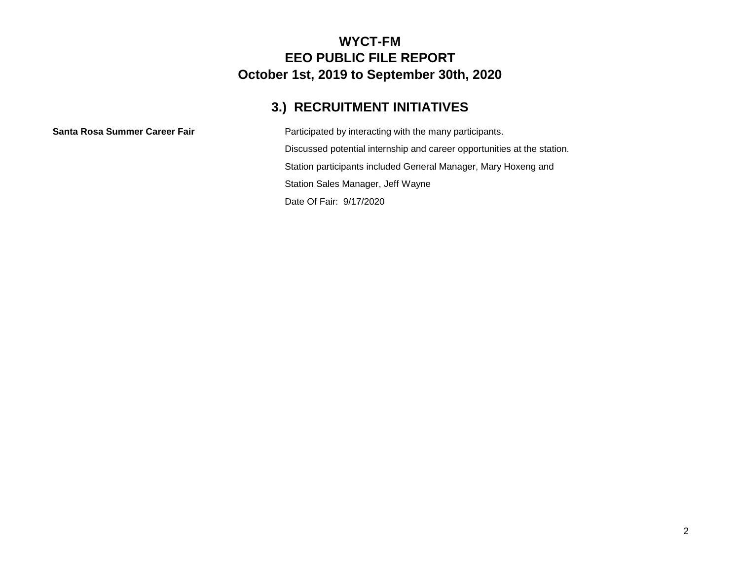# WYCT-FM
# EEO PUBLIC FILE REPORT
# October 1st, 2019 to September 30th, 2020

## 3.) RECRUITMENT INITIATIVES

**Santa Rosa Summer Career Fair**

Participated by interacting with the many participants.

Discussed potential internship and career opportunities at the station.

Station participants included General Manager, Mary Hoxeng and

Station Sales Manager, Jeff Wayne

Date Of Fair: 9/17/2020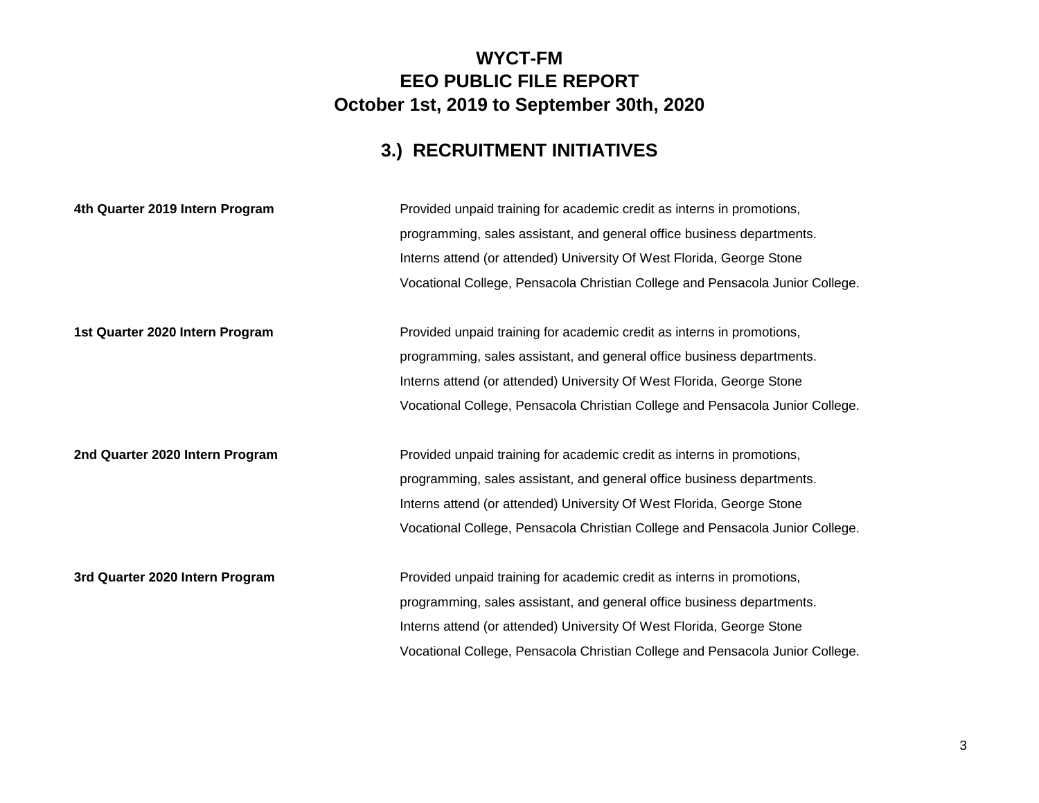# WYCT-FM
# EEO PUBLIC FILE REPORT
# October 1st, 2019 to September 30th, 2020

## 3.) RECRUITMENT INITIATIVES

| | |
|---|---|
| **4th Quarter 2019 Intern Program** | Provided unpaid training for academic credit as interns in promotions, programming, sales assistant, and general office business departments. Interns attend (or attended) University Of West Florida, George Stone Vocational College, Pensacola Christian College and Pensacola Junior College. |
| **1st Quarter 2020 Intern Program** | Provided unpaid training for academic credit as interns in promotions, programming, sales assistant, and general office business departments. Interns attend (or attended) University Of West Florida, George Stone Vocational College, Pensacola Christian College and Pensacola Junior College. |
| **2nd Quarter 2020 Intern Program** | Provided unpaid training for academic credit as interns in promotions, programming, sales assistant, and general office business departments. Interns attend (or attended) University Of West Florida, George Stone Vocational College, Pensacola Christian College and Pensacola Junior College. |
| **3rd Quarter 2020 Intern Program** | Provided unpaid training for academic credit as interns in promotions, programming, sales assistant, and general office business departments. Interns attend (or attended) University Of West Florida, George Stone Vocational College, Pensacola Christian College and Pensacola Junior College. |